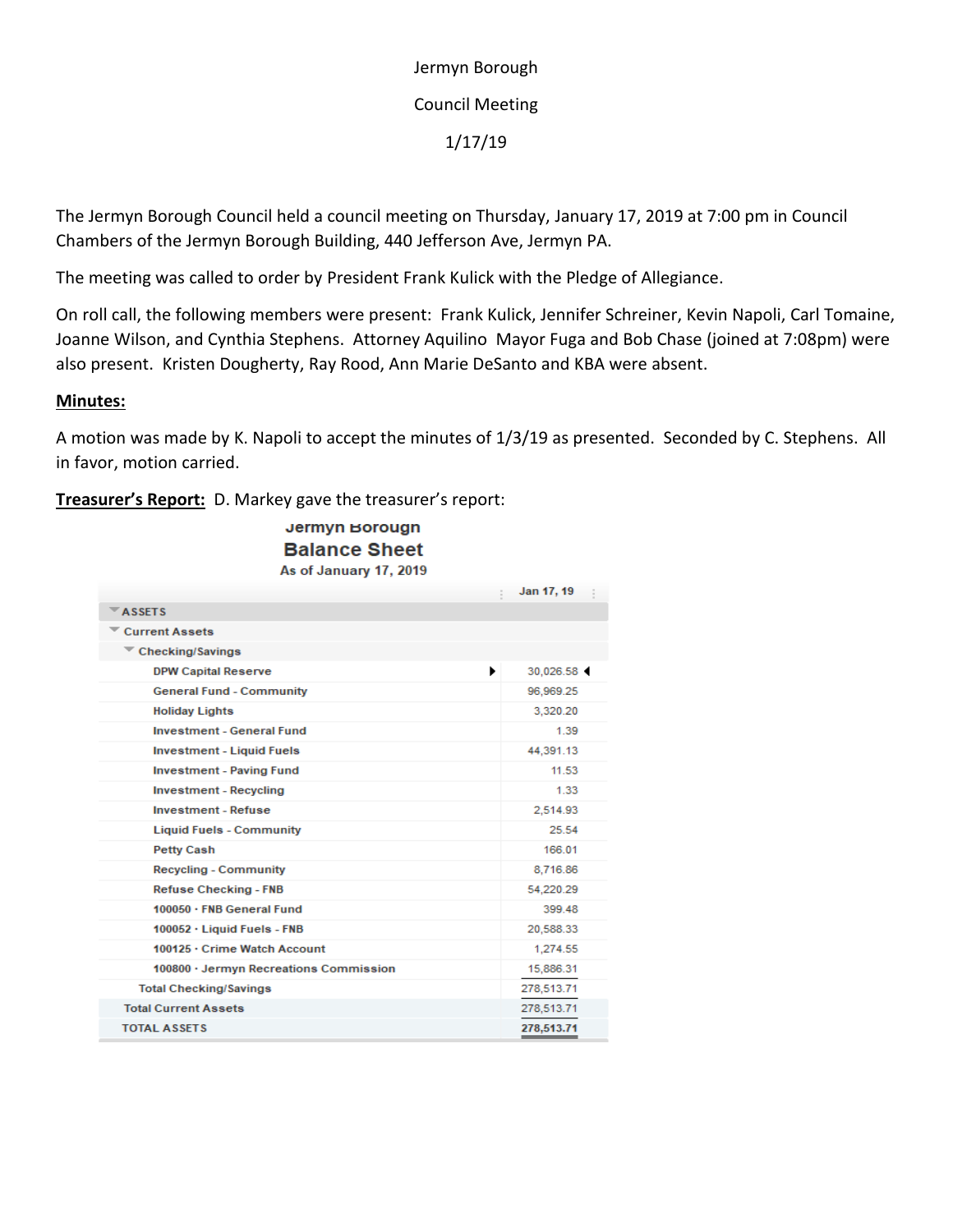Jermyn Borough

Council Meeting

1/17/19

The Jermyn Borough Council held a council meeting on Thursday, January 17, 2019 at 7:00 pm in Council Chambers of the Jermyn Borough Building, 440 Jefferson Ave, Jermyn PA.

The meeting was called to order by President Frank Kulick with the Pledge of Allegiance.

On roll call, the following members were present: Frank Kulick, Jennifer Schreiner, Kevin Napoli, Carl Tomaine, Joanne Wilson, and Cynthia Stephens. Attorney Aquilino Mayor Fuga and Bob Chase (joined at 7:08pm) were also present. Kristen Dougherty, Ray Rood, Ann Marie DeSanto and KBA were absent.

**Minutes:**

A motion was made by K. Napoli to accept the minutes of 1/3/19 as presented. Seconded by C. Stephens. All in favor, motion carried.

**Treasurer's Report:** D. Markey gave the treasurer's report:

Jermyn Borough
Balance Sheet
As of January 17, 2019

| | Jan 17, 19 |
|---|---|
| **ASSETS** | |
| Current Assets | |
| Checking/Savings | |
| DPW Capital Reserve | 30,026.58 |
| General Fund - Community | 96,969.25 |
| Holiday Lights | 3,320.20 |
| Investment - General Fund | 1.39 |
| Investment - Liquid Fuels | 44,391.13 |
| Investment - Paving Fund | 11.53 |
| Investment - Recycling | 1.33 |
| Investment - Refuse | 2,514.93 |
| Liquid Fuels - Community | 25.54 |
| Petty Cash | 166.01 |
| Recycling - Community | 8,716.86 |
| Refuse Checking - FNB | 54,220.29 |
| 100050 · FNB General Fund | 399.48 |
| 100052 · Liquid Fuels - FNB | 20,588.33 |
| 100125 · Crime Watch Account | 1,274.55 |
| 100800 · Jermyn Recreations Commission | 15,886.31 |
| Total Checking/Savings | 278,513.71 |
| Total Current Assets | 278,513.71 |
| **TOTAL ASSETS** | 278,513.71 |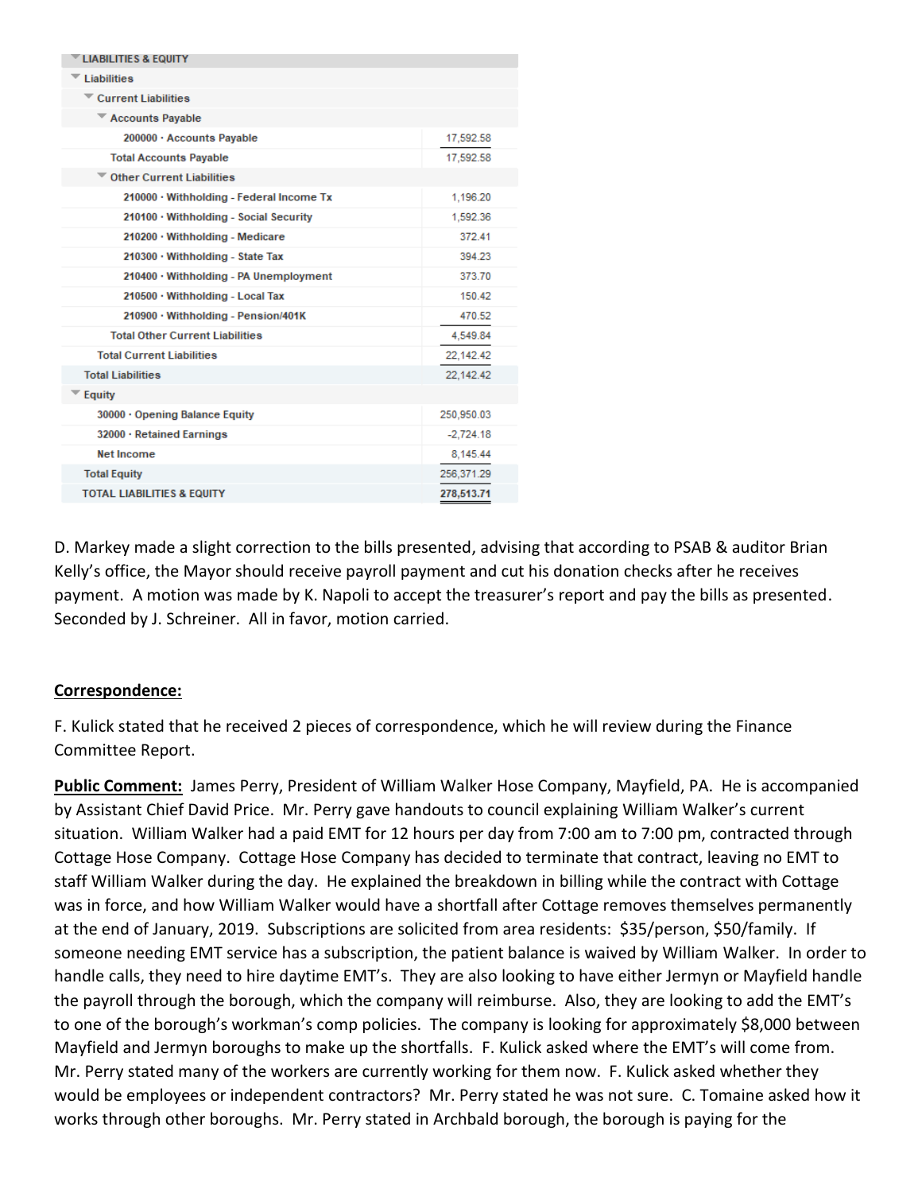| LIABILITIES & EQUITY | |
|---|---|
| Liabilities | |
| Current Liabilities | |
| Accounts Payable | |
| 200000 · Accounts Payable | 17,592.58 |
| Total Accounts Payable | 17,592.58 |
| Other Current Liabilities | |
| 210000 · Withholding - Federal Income Tx | 1,196.20 |
| 210100 · Withholding - Social Security | 1,592.36 |
| 210200 · Withholding - Medicare | 372.41 |
| 210300 · Withholding - State Tax | 394.23 |
| 210400 · Withholding - PA Unemployment | 373.70 |
| 210500 · Withholding - Local Tax | 150.42 |
| 210900 · Withholding - Pension/401K | 470.52 |
| Total Other Current Liabilities | 4,549.84 |
| Total Current Liabilities | 22,142.42 |
| Total Liabilities | 22,142.42 |
| Equity | |
| 30000 · Opening Balance Equity | 250,950.03 |
| 32000 · Retained Earnings | -2,724.18 |
| Net Income | 8,145.44 |
| Total Equity | 256,371.29 |
| TOTAL LIABILITIES & EQUITY | 278,513.71 |

D. Markey made a slight correction to the bills presented, advising that according to PSAB & auditor Brian Kelly's office, the Mayor should receive payroll payment and cut his donation checks after he receives payment. A motion was made by K. Napoli to accept the treasurer's report and pay the bills as presented. Seconded by J. Schreiner. All in favor, motion carried.

**Correspondence:**

F. Kulick stated that he received 2 pieces of correspondence, which he will review during the Finance Committee Report.

**Public Comment:** James Perry, President of William Walker Hose Company, Mayfield, PA. He is accompanied by Assistant Chief David Price. Mr. Perry gave handouts to council explaining William Walker's current situation. William Walker had a paid EMT for 12 hours per day from 7:00 am to 7:00 pm, contracted through Cottage Hose Company. Cottage Hose Company has decided to terminate that contract, leaving no EMT to staff William Walker during the day. He explained the breakdown in billing while the contract with Cottage was in force, and how William Walker would have a shortfall after Cottage removes themselves permanently at the end of January, 2019. Subscriptions are solicited from area residents: $35/person, $50/family. If someone needing EMT service has a subscription, the patient balance is waived by William Walker. In order to handle calls, they need to hire daytime EMT's. They are also looking to have either Jermyn or Mayfield handle the payroll through the borough, which the company will reimburse. Also, they are looking to add the EMT's to one of the borough's workman's comp policies. The company is looking for approximately $8,000 between Mayfield and Jermyn boroughs to make up the shortfalls. F. Kulick asked where the EMT's will come from. Mr. Perry stated many of the workers are currently working for them now. F. Kulick asked whether they would be employees or independent contractors? Mr. Perry stated he was not sure. C. Tomaine asked how it works through other boroughs. Mr. Perry stated in Archbald borough, the borough is paying for the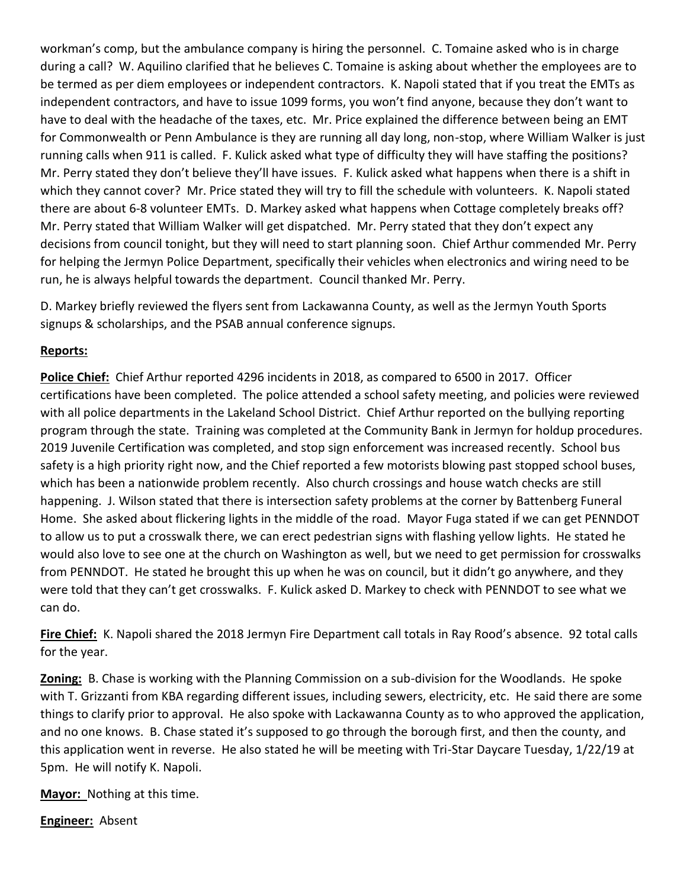workman's comp, but the ambulance company is hiring the personnel. C. Tomaine asked who is in charge during a call? W. Aquilino clarified that he believes C. Tomaine is asking about whether the employees are to be termed as per diem employees or independent contractors. K. Napoli stated that if you treat the EMTs as independent contractors, and have to issue 1099 forms, you won't find anyone, because they don't want to have to deal with the headache of the taxes, etc. Mr. Price explained the difference between being an EMT for Commonwealth or Penn Ambulance is they are running all day long, non-stop, where William Walker is just running calls when 911 is called. F. Kulick asked what type of difficulty they will have staffing the positions? Mr. Perry stated they don't believe they'll have issues. F. Kulick asked what happens when there is a shift in which they cannot cover? Mr. Price stated they will try to fill the schedule with volunteers. K. Napoli stated there are about 6-8 volunteer EMTs. D. Markey asked what happens when Cottage completely breaks off? Mr. Perry stated that William Walker will get dispatched. Mr. Perry stated that they don't expect any decisions from council tonight, but they will need to start planning soon. Chief Arthur commended Mr. Perry for helping the Jermyn Police Department, specifically their vehicles when electronics and wiring need to be run, he is always helpful towards the department. Council thanked Mr. Perry.

D. Markey briefly reviewed the flyers sent from Lackawanna County, as well as the Jermyn Youth Sports signups & scholarships, and the PSAB annual conference signups.

**Reports:**

**Police Chief:** Chief Arthur reported 4296 incidents in 2018, as compared to 6500 in 2017. Officer certifications have been completed. The police attended a school safety meeting, and policies were reviewed with all police departments in the Lakeland School District. Chief Arthur reported on the bullying reporting program through the state. Training was completed at the Community Bank in Jermyn for holdup procedures. 2019 Juvenile Certification was completed, and stop sign enforcement was increased recently. School bus safety is a high priority right now, and the Chief reported a few motorists blowing past stopped school buses, which has been a nationwide problem recently. Also church crossings and house watch checks are still happening. J. Wilson stated that there is intersection safety problems at the corner by Battenberg Funeral Home. She asked about flickering lights in the middle of the road. Mayor Fuga stated if we can get PENNDOT to allow us to put a crosswalk there, we can erect pedestrian signs with flashing yellow lights. He stated he would also love to see one at the church on Washington as well, but we need to get permission for crosswalks from PENNDOT. He stated he brought this up when he was on council, but it didn't go anywhere, and they were told that they can't get crosswalks. F. Kulick asked D. Markey to check with PENNDOT to see what we can do.

**Fire Chief:** K. Napoli shared the 2018 Jermyn Fire Department call totals in Ray Rood's absence. 92 total calls for the year.

**Zoning:** B. Chase is working with the Planning Commission on a sub-division for the Woodlands. He spoke with T. Grizzanti from KBA regarding different issues, including sewers, electricity, etc. He said there are some things to clarify prior to approval. He also spoke with Lackawanna County as to who approved the application, and no one knows. B. Chase stated it's supposed to go through the borough first, and then the county, and this application went in reverse. He also stated he will be meeting with Tri-Star Daycare Tuesday, 1/22/19 at 5pm. He will notify K. Napoli.

**Mayor:** Nothing at this time.

**Engineer:** Absent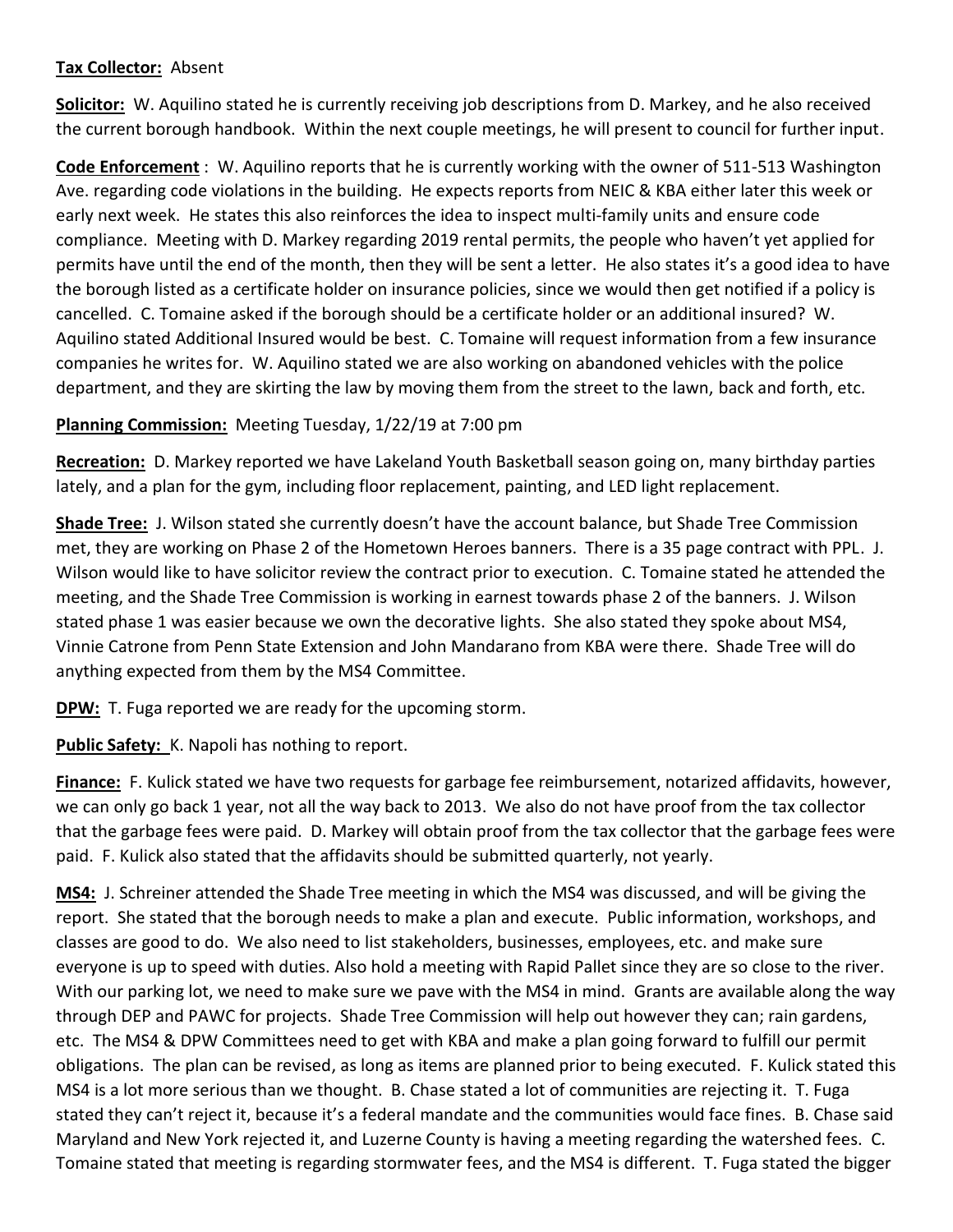**Tax Collector:** Absent

**Solicitor:** W. Aquilino stated he is currently receiving job descriptions from D. Markey, and he also received the current borough handbook. Within the next couple meetings, he will present to council for further input.

**Code Enforcement** : W. Aquilino reports that he is currently working with the owner of 511-513 Washington Ave. regarding code violations in the building. He expects reports from NEIC & KBA either later this week or early next week. He states this also reinforces the idea to inspect multi-family units and ensure code compliance. Meeting with D. Markey regarding 2019 rental permits, the people who haven't yet applied for permits have until the end of the month, then they will be sent a letter. He also states it's a good idea to have the borough listed as a certificate holder on insurance policies, since we would then get notified if a policy is cancelled. C. Tomaine asked if the borough should be a certificate holder or an additional insured? W. Aquilino stated Additional Insured would be best. C. Tomaine will request information from a few insurance companies he writes for. W. Aquilino stated we are also working on abandoned vehicles with the police department, and they are skirting the law by moving them from the street to the lawn, back and forth, etc.

**Planning Commission:** Meeting Tuesday, 1/22/19 at 7:00 pm

**Recreation:** D. Markey reported we have Lakeland Youth Basketball season going on, many birthday parties lately, and a plan for the gym, including floor replacement, painting, and LED light replacement.

**Shade Tree:** J. Wilson stated she currently doesn't have the account balance, but Shade Tree Commission met, they are working on Phase 2 of the Hometown Heroes banners. There is a 35 page contract with PPL. J. Wilson would like to have solicitor review the contract prior to execution. C. Tomaine stated he attended the meeting, and the Shade Tree Commission is working in earnest towards phase 2 of the banners. J. Wilson stated phase 1 was easier because we own the decorative lights. She also stated they spoke about MS4, Vinnie Catrone from Penn State Extension and John Mandarano from KBA were there. Shade Tree will do anything expected from them by the MS4 Committee.

**DPW:** T. Fuga reported we are ready for the upcoming storm.

**Public Safety:** K. Napoli has nothing to report.

**Finance:** F. Kulick stated we have two requests for garbage fee reimbursement, notarized affidavits, however, we can only go back 1 year, not all the way back to 2013. We also do not have proof from the tax collector that the garbage fees were paid. D. Markey will obtain proof from the tax collector that the garbage fees were paid. F. Kulick also stated that the affidavits should be submitted quarterly, not yearly.

**MS4:** J. Schreiner attended the Shade Tree meeting in which the MS4 was discussed, and will be giving the report. She stated that the borough needs to make a plan and execute. Public information, workshops, and classes are good to do. We also need to list stakeholders, businesses, employees, etc. and make sure everyone is up to speed with duties. Also hold a meeting with Rapid Pallet since they are so close to the river. With our parking lot, we need to make sure we pave with the MS4 in mind. Grants are available along the way through DEP and PAWC for projects. Shade Tree Commission will help out however they can; rain gardens, etc. The MS4 & DPW Committees need to get with KBA and make a plan going forward to fulfill our permit obligations. The plan can be revised, as long as items are planned prior to being executed. F. Kulick stated this MS4 is a lot more serious than we thought. B. Chase stated a lot of communities are rejecting it. T. Fuga stated they can't reject it, because it's a federal mandate and the communities would face fines. B. Chase said Maryland and New York rejected it, and Luzerne County is having a meeting regarding the watershed fees. C. Tomaine stated that meeting is regarding stormwater fees, and the MS4 is different. T. Fuga stated the bigger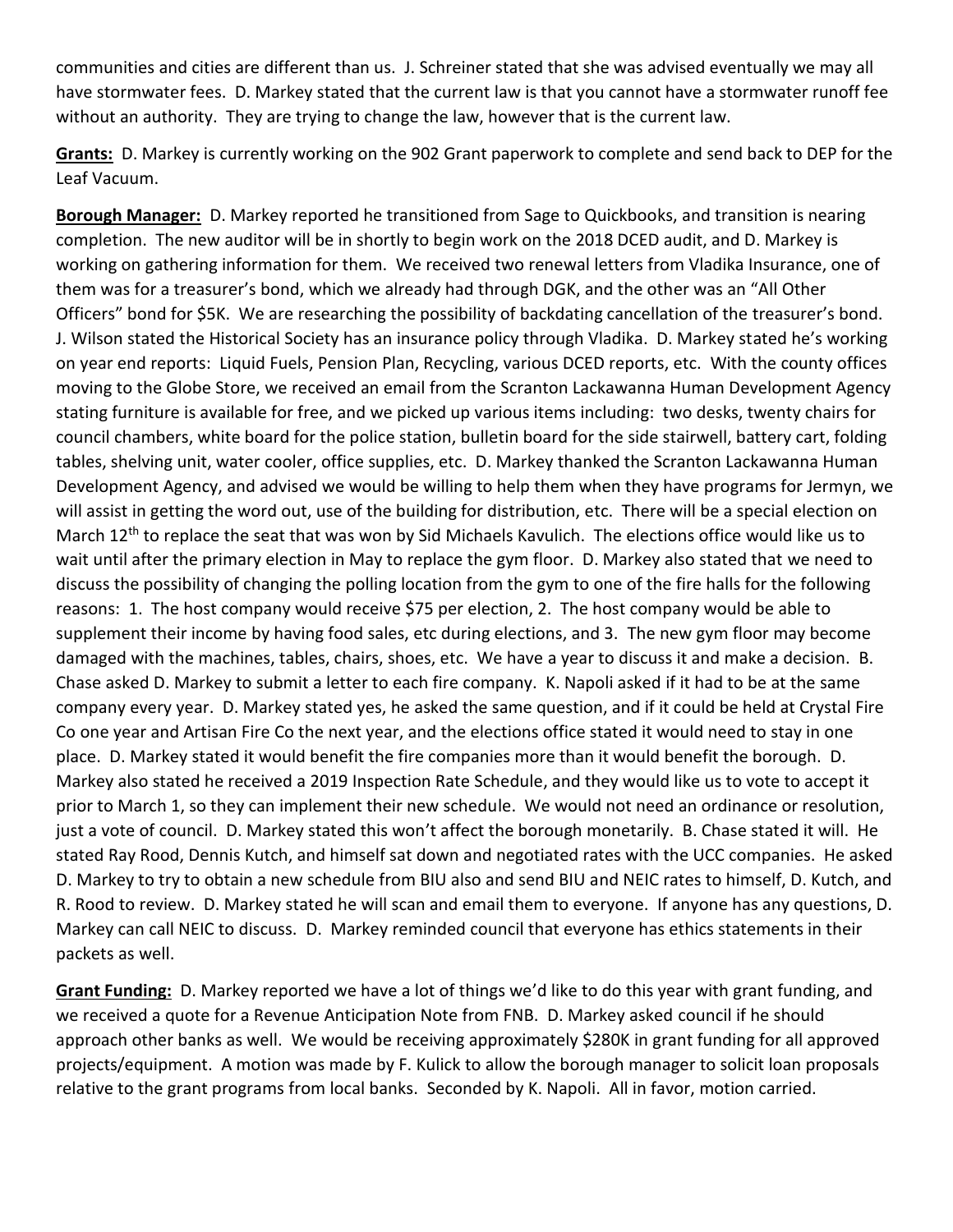communities and cities are different than us. J. Schreiner stated that she was advised eventually we may all have stormwater fees. D. Markey stated that the current law is that you cannot have a stormwater runoff fee without an authority. They are trying to change the law, however that is the current law.

**Grants:** D. Markey is currently working on the 902 Grant paperwork to complete and send back to DEP for the Leaf Vacuum.

**Borough Manager:** D. Markey reported he transitioned from Sage to Quickbooks, and transition is nearing completion. The new auditor will be in shortly to begin work on the 2018 DCED audit, and D. Markey is working on gathering information for them. We received two renewal letters from Vladika Insurance, one of them was for a treasurer's bond, which we already had through DGK, and the other was an "All Other Officers" bond for $5K. We are researching the possibility of backdating cancellation of the treasurer's bond. J. Wilson stated the Historical Society has an insurance policy through Vladika. D. Markey stated he's working on year end reports: Liquid Fuels, Pension Plan, Recycling, various DCED reports, etc. With the county offices moving to the Globe Store, we received an email from the Scranton Lackawanna Human Development Agency stating furniture is available for free, and we picked up various items including: two desks, twenty chairs for council chambers, white board for the police station, bulletin board for the side stairwell, battery cart, folding tables, shelving unit, water cooler, office supplies, etc. D. Markey thanked the Scranton Lackawanna Human Development Agency, and advised we would be willing to help them when they have programs for Jermyn, we will assist in getting the word out, use of the building for distribution, etc. There will be a special election on March 12th to replace the seat that was won by Sid Michaels Kavulich. The elections office would like us to wait until after the primary election in May to replace the gym floor. D. Markey also stated that we need to discuss the possibility of changing the polling location from the gym to one of the fire halls for the following reasons: 1. The host company would receive $75 per election, 2. The host company would be able to supplement their income by having food sales, etc during elections, and 3. The new gym floor may become damaged with the machines, tables, chairs, shoes, etc. We have a year to discuss it and make a decision. B. Chase asked D. Markey to submit a letter to each fire company. K. Napoli asked if it had to be at the same company every year. D. Markey stated yes, he asked the same question, and if it could be held at Crystal Fire Co one year and Artisan Fire Co the next year, and the elections office stated it would need to stay in one place. D. Markey stated it would benefit the fire companies more than it would benefit the borough. D. Markey also stated he received a 2019 Inspection Rate Schedule, and they would like us to vote to accept it prior to March 1, so they can implement their new schedule. We would not need an ordinance or resolution, just a vote of council. D. Markey stated this won't affect the borough monetarily. B. Chase stated it will. He stated Ray Rood, Dennis Kutch, and himself sat down and negotiated rates with the UCC companies. He asked D. Markey to try to obtain a new schedule from BIU also and send BIU and NEIC rates to himself, D. Kutch, and R. Rood to review. D. Markey stated he will scan and email them to everyone. If anyone has any questions, D. Markey can call NEIC to discuss. D. Markey reminded council that everyone has ethics statements in their packets as well.

**Grant Funding:** D. Markey reported we have a lot of things we'd like to do this year with grant funding, and we received a quote for a Revenue Anticipation Note from FNB. D. Markey asked council if he should approach other banks as well. We would be receiving approximately $280K in grant funding for all approved projects/equipment. A motion was made by F. Kulick to allow the borough manager to solicit loan proposals relative to the grant programs from local banks. Seconded by K. Napoli. All in favor, motion carried.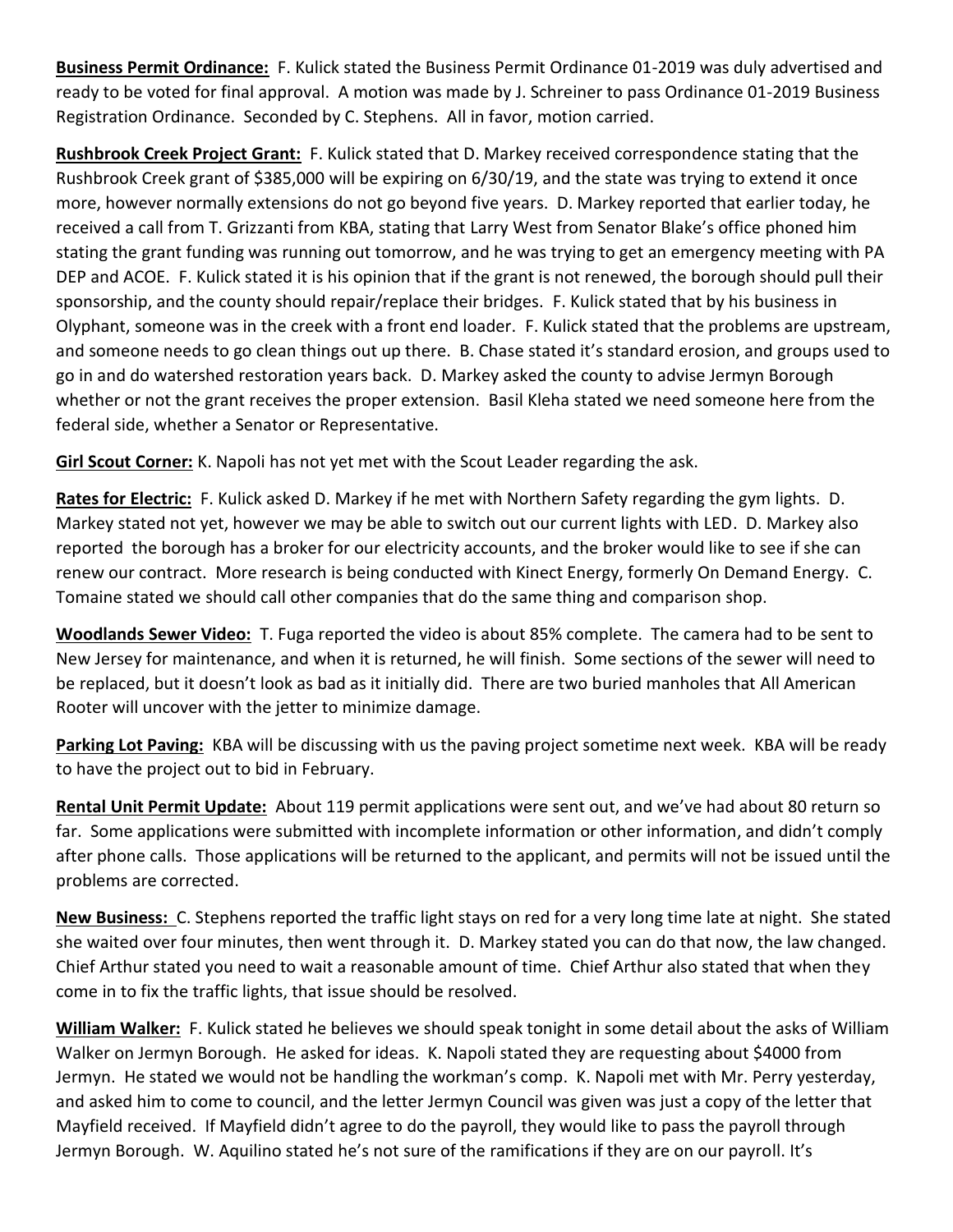**Business Permit Ordinance:** F. Kulick stated the Business Permit Ordinance 01-2019 was duly advertised and ready to be voted for final approval. A motion was made by J. Schreiner to pass Ordinance 01-2019 Business Registration Ordinance. Seconded by C. Stephens. All in favor, motion carried.

**Rushbrook Creek Project Grant:** F. Kulick stated that D. Markey received correspondence stating that the Rushbrook Creek grant of $385,000 will be expiring on 6/30/19, and the state was trying to extend it once more, however normally extensions do not go beyond five years. D. Markey reported that earlier today, he received a call from T. Grizzanti from KBA, stating that Larry West from Senator Blake's office phoned him stating the grant funding was running out tomorrow, and he was trying to get an emergency meeting with PA DEP and ACOE. F. Kulick stated it is his opinion that if the grant is not renewed, the borough should pull their sponsorship, and the county should repair/replace their bridges. F. Kulick stated that by his business in Olyphant, someone was in the creek with a front end loader. F. Kulick stated that the problems are upstream, and someone needs to go clean things out up there. B. Chase stated it's standard erosion, and groups used to go in and do watershed restoration years back. D. Markey asked the county to advise Jermyn Borough whether or not the grant receives the proper extension. Basil Kleha stated we need someone here from the federal side, whether a Senator or Representative.

**Girl Scout Corner:** K. Napoli has not yet met with the Scout Leader regarding the ask.

**Rates for Electric:** F. Kulick asked D. Markey if he met with Northern Safety regarding the gym lights. D. Markey stated not yet, however we may be able to switch out our current lights with LED. D. Markey also reported the borough has a broker for our electricity accounts, and the broker would like to see if she can renew our contract. More research is being conducted with Kinect Energy, formerly On Demand Energy. C. Tomaine stated we should call other companies that do the same thing and comparison shop.

**Woodlands Sewer Video:** T. Fuga reported the video is about 85% complete. The camera had to be sent to New Jersey for maintenance, and when it is returned, he will finish. Some sections of the sewer will need to be replaced, but it doesn't look as bad as it initially did. There are two buried manholes that All American Rooter will uncover with the jetter to minimize damage.

**Parking Lot Paving:** KBA will be discussing with us the paving project sometime next week. KBA will be ready to have the project out to bid in February.

**Rental Unit Permit Update:** About 119 permit applications were sent out, and we've had about 80 return so far. Some applications were submitted with incomplete information or other information, and didn't comply after phone calls. Those applications will be returned to the applicant, and permits will not be issued until the problems are corrected.

**New Business:** C. Stephens reported the traffic light stays on red for a very long time late at night. She stated she waited over four minutes, then went through it. D. Markey stated you can do that now, the law changed. Chief Arthur stated you need to wait a reasonable amount of time. Chief Arthur also stated that when they come in to fix the traffic lights, that issue should be resolved.

**William Walker:** F. Kulick stated he believes we should speak tonight in some detail about the asks of William Walker on Jermyn Borough. He asked for ideas. K. Napoli stated they are requesting about $4000 from Jermyn. He stated we would not be handling the workman's comp. K. Napoli met with Mr. Perry yesterday, and asked him to come to council, and the letter Jermyn Council was given was just a copy of the letter that Mayfield received. If Mayfield didn't agree to do the payroll, they would like to pass the payroll through Jermyn Borough. W. Aquilino stated he's not sure of the ramifications if they are on our payroll. It's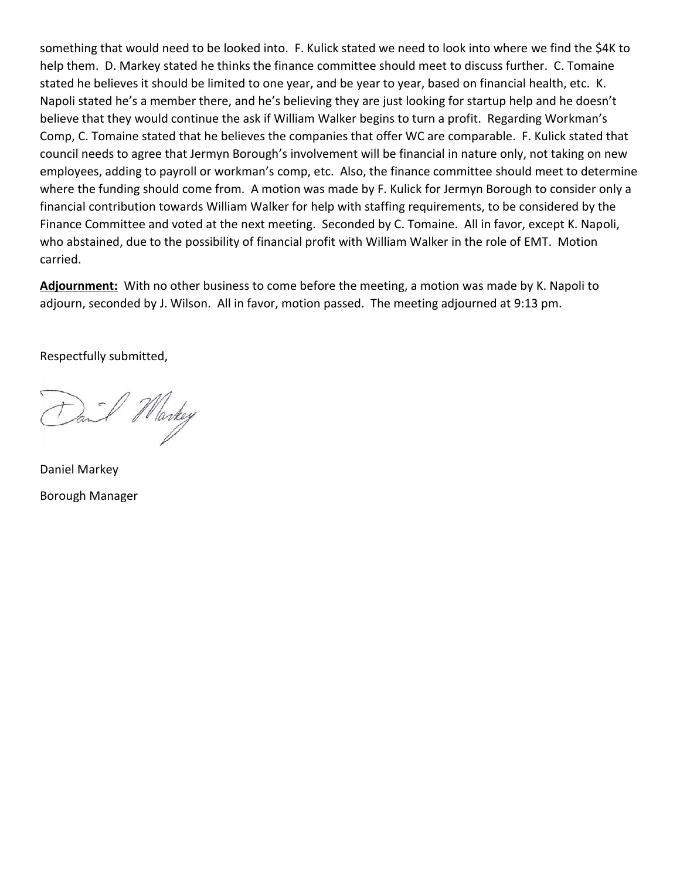something that would need to be looked into. F. Kulick stated we need to look into where we find the $4K to help them. D. Markey stated he thinks the finance committee should meet to discuss further. C. Tomaine stated he believes it should be limited to one year, and be year to year, based on financial health, etc. K. Napoli stated he's a member there, and he's believing they are just looking for startup help and he doesn't believe that they would continue the ask if William Walker begins to turn a profit. Regarding Workman's Comp, C. Tomaine stated that he believes the companies that offer WC are comparable. F. Kulick stated that council needs to agree that Jermyn Borough's involvement will be financial in nature only, not taking on new employees, adding to payroll or workman's comp, etc. Also, the finance committee should meet to determine where the funding should come from. A motion was made by F. Kulick for Jermyn Borough to consider only a financial contribution towards William Walker for help with staffing requirements, to be considered by the Finance Committee and voted at the next meeting. Seconded by C. Tomaine. All in favor, except K. Napoli, who abstained, due to the possibility of financial profit with William Walker in the role of EMT. Motion carried.

**Adjournment:** With no other business to come before the meeting, a motion was made by K. Napoli to adjourn, seconded by J. Wilson. All in favor, motion passed. The meeting adjourned at 9:13 pm.

Respectfully submitted,

Daniel Markey

Borough Manager